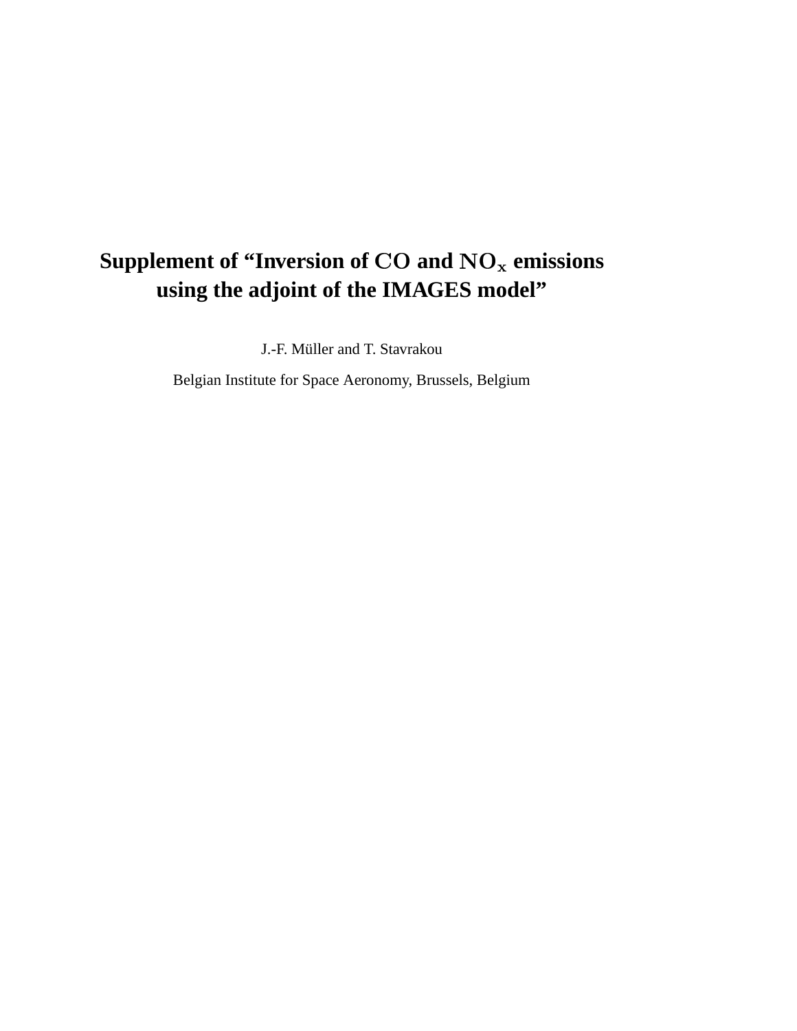# Supplement of "Inversion of $CO$ and $NO_x$ emissions using the adjoint of the IMAGES model"

J.-F. Müller and T. Stavrakou

Belgian Institute for Space Aeronomy, Brussels, Belgium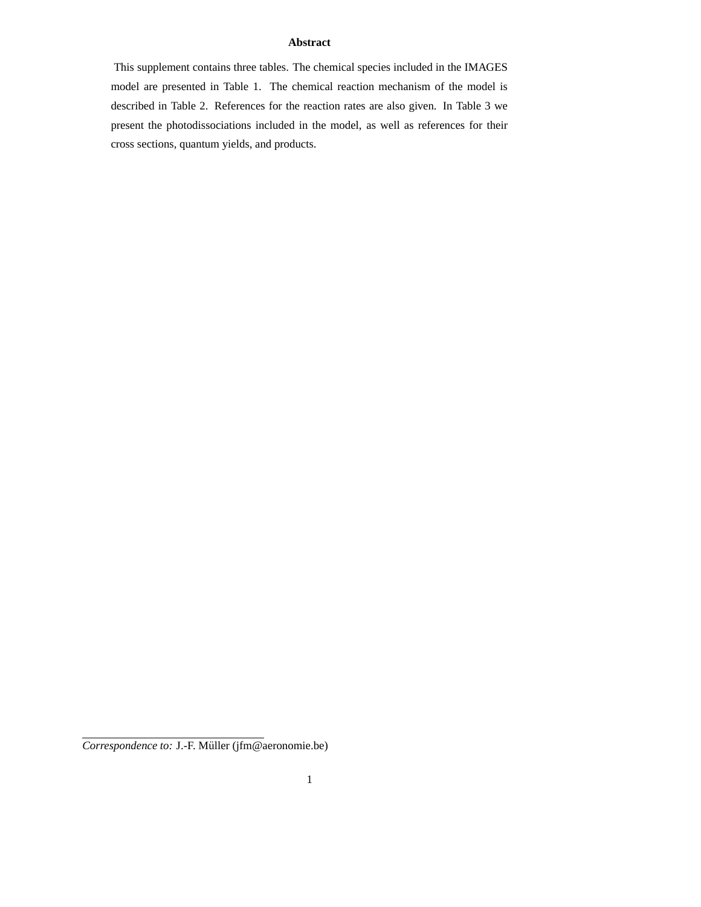## Abstract

This supplement contains three tables. The chemical species included in the IMAGES model are presented in Table 1. The chemical reaction mechanism of the model is described in Table 2. References for the reaction rates are also given. In Table 3 we present the photodissociations included in the model, as well as references for their cross sections, quantum yields, and products.

---

*Correspondence to:* J.-F. Müller (jfm@aeronomie.be)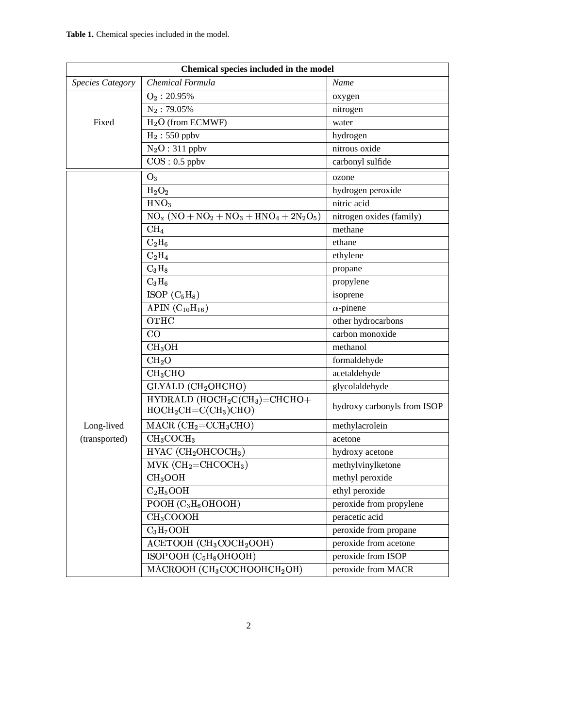**Table 1.** Chemical species included in the model.

| Chemical species included in the model | | |
|---|---|---|
| *Species Category* | *Chemical Formula* | *Name* |
| Fixed | $O_2$ : 20.95% | oxygen |
| | $N_2$ : 79.05% | nitrogen |
| | $H_2O$ (from ECMWF) | water |
| | $H_2$ : 550 ppbv | hydrogen |
| | $N_2O$ : 311 ppbv | nitrous oxide |
| | $COS$ : 0.5 ppbv | carbonyl sulfide |
| Long-lived (transported) | $O_3$ | ozone |
| | $H_2O_2$ | hydrogen peroxide |
| | $HNO_3$ | nitric acid |
| | $NO_x$ $(NO + NO_2 + NO_3 + HNO_4 + 2N_2O_5)$ | nitrogen oxides (family) |
| | $CH_4$ | methane |
| | $C_2H_6$ | ethane |
| | $C_2H_4$ | ethylene |
| | $C_3H_8$ | propane |
| | $C_3H_6$ | propylene |
| | ISOP $(C_5H_8)$ | isoprene |
| | APIN $(C_{10}H_{16})$ | $\alpha$-pinene |
| | OTHC | other hydrocarbons |
| | $CO$ | carbon monoxide |
| | $CH_3OH$ | methanol |
| | $CH_2O$ | formaldehyde |
| | $CH_3CHO$ | acetaldehyde |
| | GLYALD $(CH_2OHCHO)$ | glycolaldehyde |
| | HYDRALD $(HOCH_2C(CH_3){=}CHCHO + HOCH_2CH{=}C(CH_3)CHO)$ | hydroxy carbonyls from ISOP |
| | MACR $(CH_2{=}CCH_3CHO)$ | methylacrolein |
| | $CH_3COCH_3$ | acetone |
| | HYAC $(CH_2OHCOCH_3)$ | hydroxy acetone |
| | MVK $(CH_2{=}CHCOCH_3)$ | methylvinylketone |
| | $CH_3OOH$ | methyl peroxide |
| | $C_2H_5OOH$ | ethyl peroxide |
| | POOH $(C_3H_6OHOOH)$ | peroxide from propylene |
| | $CH_3COOOH$ | peracetic acid |
| | $C_3H_7OOH$ | peroxide from propane |
| | ACETOOH $(CH_3COCH_2OOH)$ | peroxide from acetone |
| | ISOPOOH $(C_5H_8OHOOH)$ | peroxide from ISOP |
| | MACROOH $(CH_3COCHOOHCH_2OH)$ | peroxide from MACR |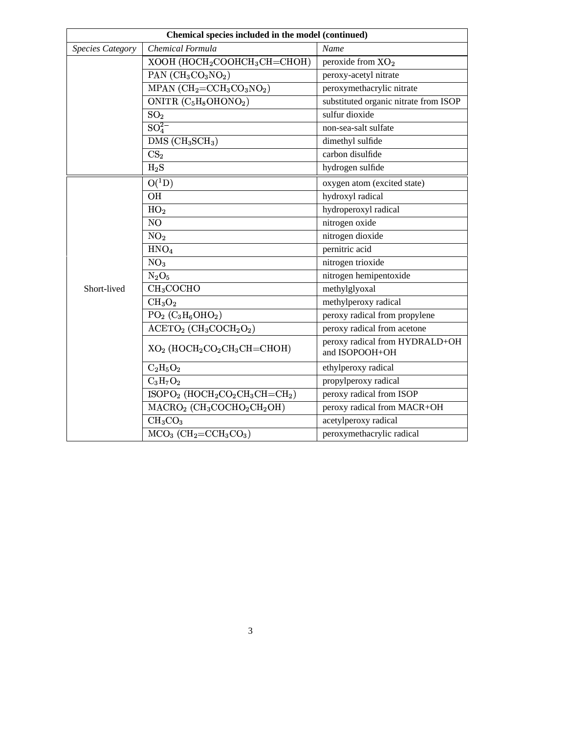| **Chemical species included in the model (continued)** | | |
|---|---|---|
| *Species Category* | *Chemical Formula* | *Name* |
| | XOOH ($HOCH_2COOHCH_3CH{=}CHOH$) | peroxide from $XO_2$ |
| | PAN ($CH_3CO_3NO_2$) | peroxy-acetyl nitrate |
| | MPAN ($CH_2{=}CCH_3CO_3NO_2$) | peroxymethacrylic nitrate |
| | ONITR ($C_5H_8OHONO_2$) | substituted organic nitrate from ISOP |
| | $SO_2$ | sulfur dioxide |
| | $SO_4^{2-}$ | non-sea-salt sulfate |
| | DMS ($CH_3SCH_3$) | dimethyl sulfide |
| | $CS_2$ | carbon disulfide |
| | $H_2S$ | hydrogen sulfide |
| Short-lived | $O(^1D)$ | oxygen atom (excited state) |
| | OH | hydroxyl radical |
| | $HO_2$ | hydroperoxyl radical |
| | NO | nitrogen oxide |
| | $NO_2$ | nitrogen dioxide |
| | $HNO_4$ | pernitric acid |
| | $NO_3$ | nitrogen trioxide |
| | $N_2O_5$ | nitrogen hemipentoxide |
| | $CH_3COCHO$ | methylglyoxal |
| | $CH_3O_2$ | methylperoxy radical |
| | $PO_2$ ($C_3H_6OHO_2$) | peroxy radical from propylene |
| | $ACETO_2$ ($CH_3COCH_2O_2$) | peroxy radical from acetone |
| | $XO_2$ ($HOCH_2CO_2CH_3CH{=}CHOH$) | peroxy radical from HYDRALD+OH and ISOPOOH+OH |
| | $C_2H_5O_2$ | ethylperoxy radical |
| | $C_3H_7O_2$ | propylperoxy radical |
| | $ISOPO_2$ ($HOCH_2CO_2CH_3CH{=}CH_2$) | peroxy radical from ISOP |
| | $MACRO_2$ ($CH_3COCHO_2CH_2OH$) | peroxy radical from MACR+OH |
| | $CH_3CO_3$ | acetylperoxy radical |
| | $MCO_3$ ($CH_2{=}CCH_3CO_3$) | peroxymethacrylic radical |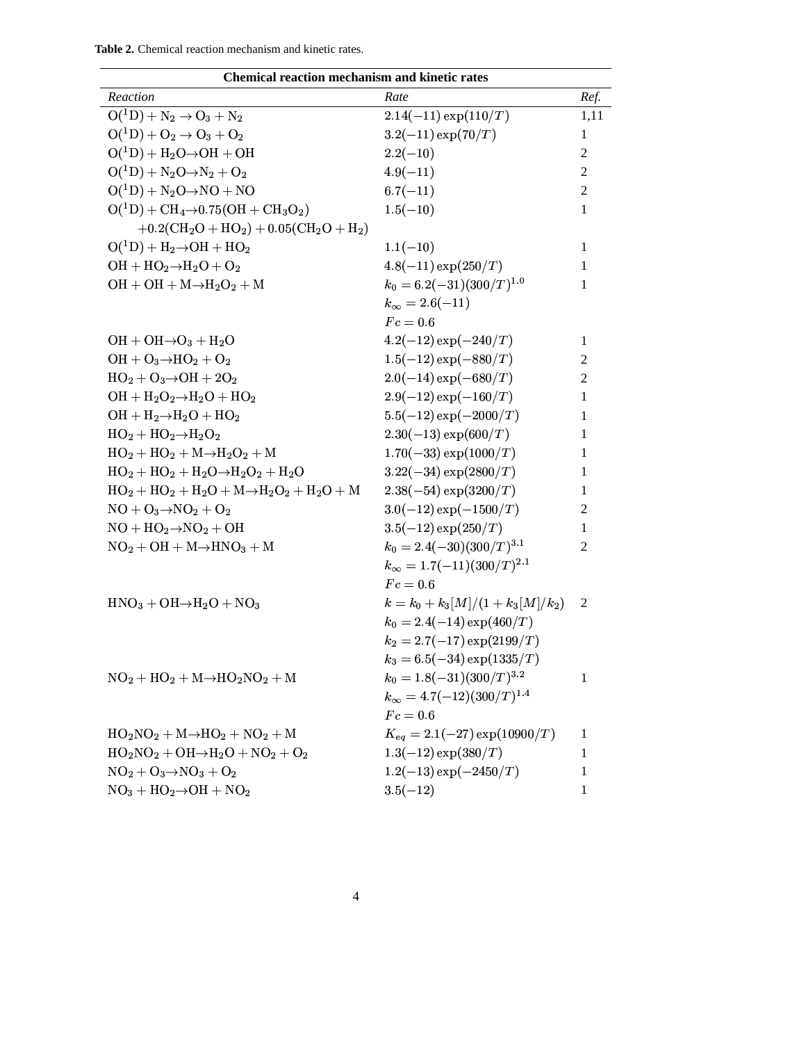**Table 2.** Chemical reaction mechanism and kinetic rates.

| Reaction | Rate | Ref. |
|---|---|---|
| $O(^1D) + N_2 \rightarrow O_3 + N_2$ | $2.14(-11)\exp(110/T)$ | 1,11 |
| $O(^1D) + O_2 \rightarrow O_3 + O_2$ | $3.2(-11)\exp(70/T)$ | 1 |
| $O(^1D) + H_2O \rightarrow OH + OH$ | $2.2(-10)$ | 2 |
| $O(^1D) + N_2O \rightarrow N_2 + O_2$ | $4.9(-11)$ | 2 |
| $O(^1D) + N_2O \rightarrow NO + NO$ | $6.7(-11)$ | 2 |
| $O(^1D) + CH_4 \rightarrow 0.75(OH + CH_3O_2)$ | $1.5(-10)$ | 1 |
| $+0.2(CH_2O + HO_2) + 0.05(CH_2O + H_2)$ | | |
| $O(^1D) + H_2 \rightarrow OH + HO_2$ | $1.1(-10)$ | 1 |
| $OH + HO_2 \rightarrow H_2O + O_2$ | $4.8(-11)\exp(250/T)$ | 1 |
| $OH + OH + M \rightarrow H_2O_2 + M$ | $k_0 = 6.2(-31)(300/T)^{1.0}$ | 1 |
| | $k_\infty = 2.6(-11)$ | |
| | $Fc = 0.6$ | |
| $OH + OH \rightarrow O_3 + H_2O$ | $4.2(-12)\exp(-240/T)$ | 1 |
| $OH + O_3 \rightarrow HO_2 + O_2$ | $1.5(-12)\exp(-880/T)$ | 2 |
| $HO_2 + O_3 \rightarrow OH + 2O_2$ | $2.0(-14)\exp(-680/T)$ | 2 |
| $OH + H_2O_2 \rightarrow H_2O + HO_2$ | $2.9(-12)\exp(-160/T)$ | 1 |
| $OH + H_2 \rightarrow H_2O + HO_2$ | $5.5(-12)\exp(-2000/T)$ | 1 |
| $HO_2 + HO_2 \rightarrow H_2O_2$ | $2.30(-13)\exp(600/T)$ | 1 |
| $HO_2 + HO_2 + M \rightarrow H_2O_2 + M$ | $1.70(-33)\exp(1000/T)$ | 1 |
| $HO_2 + HO_2 + H_2O \rightarrow H_2O_2 + H_2O$ | $3.22(-34)\exp(2800/T)$ | 1 |
| $HO_2 + HO_2 + H_2O + M \rightarrow H_2O_2 + H_2O + M$ | $2.38(-54)\exp(3200/T)$ | 1 |
| $NO + O_3 \rightarrow NO_2 + O_2$ | $3.0(-12)\exp(-1500/T)$ | 2 |
| $NO + HO_2 \rightarrow NO_2 + OH$ | $3.5(-12)\exp(250/T)$ | 1 |
| $NO_2 + OH + M \rightarrow HNO_3 + M$ | $k_0 = 2.4(-30)(300/T)^{3.1}$ | 2 |
| | $k_\infty = 1.7(-11)(300/T)^{2.1}$ | |
| | $Fc = 0.6$ | |
| $HNO_3 + OH \rightarrow H_2O + NO_3$ | $k = k_0 + k_3[M]/(1 + k_3[M]/k_2)$ | 2 |
| | $k_0 = 2.4(-14)\exp(460/T)$ | |
| | $k_2 = 2.7(-17)\exp(2199/T)$ | |
| | $k_3 = 6.5(-34)\exp(1335/T)$ | |
| $NO_2 + HO_2 + M \rightarrow HO_2NO_2 + M$ | $k_0 = 1.8(-31)(300/T)^{3.2}$ | 1 |
| | $k_\infty = 4.7(-12)(300/T)^{1.4}$ | |
| | $Fc = 0.6$ | |
| $HO_2NO_2 + M \rightarrow HO_2 + NO_2 + M$ | $K_{eq} = 2.1(-27)\exp(10900/T)$ | 1 |
| $HO_2NO_2 + OH \rightarrow H_2O + NO_2 + O_2$ | $1.3(-12)\exp(380/T)$ | 1 |
| $NO_2 + O_3 \rightarrow NO_3 + O_2$ | $1.2(-13)\exp(-2450/T)$ | 1 |
| $NO_3 + HO_2 \rightarrow OH + NO_2$ | $3.5(-12)$ | 1 |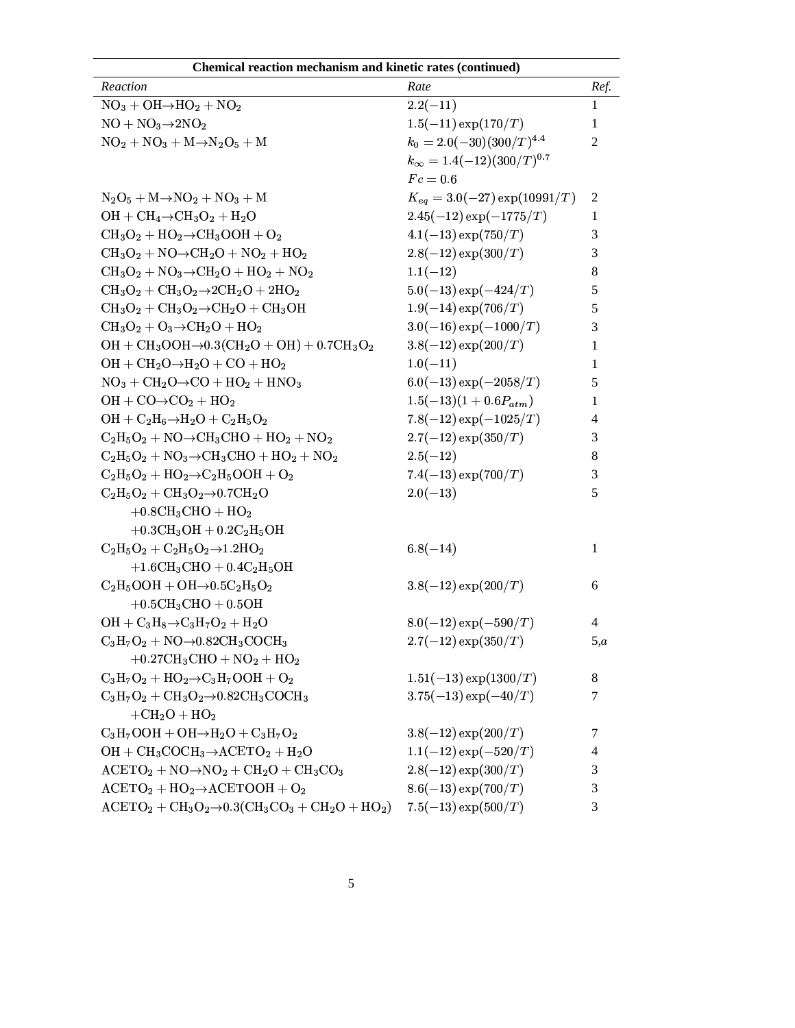**Chemical reaction mechanism and kinetic rates (continued)**

| *Reaction* | *Rate* | *Ref.* |
|---|---|---|
| $NO_3 + OH \rightarrow HO_2 + NO_2$ | $2.2(-11)$ | 1 |
| $NO + NO_3 \rightarrow 2NO_2$ | $1.5(-11)\exp(170/T)$ | 1 |
| $NO_2 + NO_3 + M \rightarrow N_2O_5 + M$ | $k_0 = 2.0(-30)(300/T)^{4.4}$ | 2 |
| | $k_\infty = 1.4(-12)(300/T)^{0.7}$ | |
| | $Fc = 0.6$ | |
| $N_2O_5 + M \rightarrow NO_2 + NO_3 + M$ | $K_{eq} = 3.0(-27)\exp(10991/T)$ | 2 |
| $OH + CH_4 \rightarrow CH_3O_2 + H_2O$ | $2.45(-12)\exp(-1775/T)$ | 1 |
| $CH_3O_2 + HO_2 \rightarrow CH_3OOH + O_2$ | $4.1(-13)\exp(750/T)$ | 3 |
| $CH_3O_2 + NO \rightarrow CH_2O + NO_2 + HO_2$ | $2.8(-12)\exp(300/T)$ | 3 |
| $CH_3O_2 + NO_3 \rightarrow CH_2O + HO_2 + NO_2$ | $1.1(-12)$ | 8 |
| $CH_3O_2 + CH_3O_2 \rightarrow 2CH_2O + 2HO_2$ | $5.0(-13)\exp(-424/T)$ | 5 |
| $CH_3O_2 + CH_3O_2 \rightarrow CH_2O + CH_3OH$ | $1.9(-14)\exp(706/T)$ | 5 |
| $CH_3O_2 + O_3 \rightarrow CH_2O + HO_2$ | $3.0(-16)\exp(-1000/T)$ | 3 |
| $OH + CH_3OOH \rightarrow 0.3(CH_2O + OH) + 0.7CH_3O_2$ | $3.8(-12)\exp(200/T)$ | 1 |
| $OH + CH_2O \rightarrow H_2O + CO + HO_2$ | $1.0(-11)$ | 1 |
| $NO_3 + CH_2O \rightarrow CO + HO_2 + HNO_3$ | $6.0(-13)\exp(-2058/T)$ | 5 |
| $OH + CO \rightarrow CO_2 + HO_2$ | $1.5(-13)(1 + 0.6P_{atm})$ | 1 |
| $OH + C_2H_6 \rightarrow H_2O + C_2H_5O_2$ | $7.8(-12)\exp(-1025/T)$ | 4 |
| $C_2H_5O_2 + NO \rightarrow CH_3CHO + HO_2 + NO_2$ | $2.7(-12)\exp(350/T)$ | 3 |
| $C_2H_5O_2 + NO_3 \rightarrow CH_3CHO + HO_2 + NO_2$ | $2.5(-12)$ | 8 |
| $C_2H_5O_2 + HO_2 \rightarrow C_2H_5OOH + O_2$ | $7.4(-13)\exp(700/T)$ | 3 |
| $C_2H_5O_2 + CH_3O_2 \rightarrow 0.7CH_2O$ $+ 0.8CH_3CHO + HO_2$ $+ 0.3CH_3OH + 0.2C_2H_5OH$ | $2.0(-13)$ | 5 |
| $C_2H_5O_2 + C_2H_5O_2 \rightarrow 1.2HO_2$ $+ 1.6CH_3CHO + 0.4C_2H_5OH$ | $6.8(-14)$ | 1 |
| $C_2H_5OOH + OH \rightarrow 0.5C_2H_5O_2$ $+ 0.5CH_3CHO + 0.5OH$ | $3.8(-12)\exp(200/T)$ | 6 |
| $OH + C_3H_8 \rightarrow C_3H_7O_2 + H_2O$ | $8.0(-12)\exp(-590/T)$ | 4 |
| $C_3H_7O_2 + NO \rightarrow 0.82CH_3COCH_3$ $+ 0.27CH_3CHO + NO_2 + HO_2$ | $2.7(-12)\exp(350/T)$ | 5,*a* |
| $C_3H_7O_2 + HO_2 \rightarrow C_3H_7OOH + O_2$ | $1.51(-13)\exp(1300/T)$ | 8 |
| $C_3H_7O_2 + CH_3O_2 \rightarrow 0.82CH_3COCH_3$ $+ CH_2O + HO_2$ | $3.75(-13)\exp(-40/T)$ | 7 |
| $C_3H_7OOH + OH \rightarrow H_2O + C_3H_7O_2$ | $3.8(-12)\exp(200/T)$ | 7 |
| $OH + CH_3COCH_3 \rightarrow ACETO_2 + H_2O$ | $1.1(-12)\exp(-520/T)$ | 4 |
| $ACETO_2 + NO \rightarrow NO_2 + CH_2O + CH_3CO_3$ | $2.8(-12)\exp(300/T)$ | 3 |
| $ACETO_2 + HO_2 \rightarrow ACETOOH + O_2$ | $8.6(-13)\exp(700/T)$ | 3 |
| $ACETO_2 + CH_3O_2 \rightarrow 0.3(CH_3CO_3 + CH_2O + HO_2)$ | $7.5(-13)\exp(500/T)$ | 3 |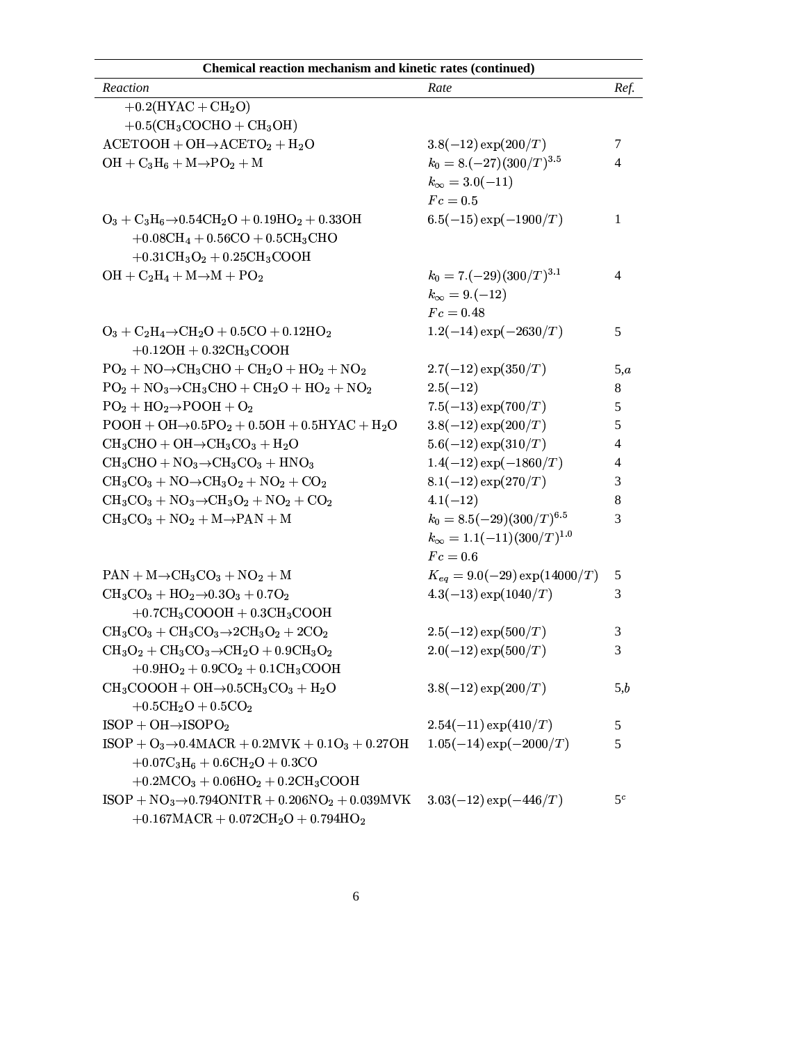| Reaction | Rate | Ref. |
|---|---|---|
| $+0.2(\mathrm{HYAC} + \mathrm{CH_2O})$ | | |
| $+0.5(\mathrm{CH_3COCHO} + \mathrm{CH_3OH})$ | | |
| $\mathrm{ACETOOH} + \mathrm{OH} \rightarrow \mathrm{ACETO_2} + \mathrm{H_2O}$ | $3.8(-12)\exp(200/T)$ | 7 |
| $\mathrm{OH} + \mathrm{C_3H_6} + \mathrm{M} \rightarrow \mathrm{PO_2} + \mathrm{M}$ | $k_0 = 8.(-27)(300/T)^{3.5}$ | 4 |
| | $k_\infty = 3.0(-11)$ | |
| | $Fc = 0.5$ | |
| $\mathrm{O_3} + \mathrm{C_3H_6} \rightarrow 0.54\mathrm{CH_2O} + 0.19\mathrm{HO_2} + 0.33\mathrm{OH}$ | $6.5(-15)\exp(-1900/T)$ | 1 |
| $+0.08\mathrm{CH_4} + 0.56\mathrm{CO} + 0.5\mathrm{CH_3CHO}$ | | |
| $+0.31\mathrm{CH_3O_2} + 0.25\mathrm{CH_3COOH}$ | | |
| $\mathrm{OH} + \mathrm{C_2H_4} + \mathrm{M} \rightarrow \mathrm{M} + \mathrm{PO_2}$ | $k_0 = 7.(-29)(300/T)^{3.1}$ | 4 |
| | $k_\infty = 9.(-12)$ | |
| | $Fc = 0.48$ | |
| $\mathrm{O_3} + \mathrm{C_2H_4} \rightarrow \mathrm{CH_2O} + 0.5\mathrm{CO} + 0.12\mathrm{HO_2}$ | $1.2(-14)\exp(-2630/T)$ | 5 |
| $+0.12\mathrm{OH} + 0.32\mathrm{CH_3COOH}$ | | |
| $\mathrm{PO_2} + \mathrm{NO} \rightarrow \mathrm{CH_3CHO} + \mathrm{CH_2O} + \mathrm{HO_2} + \mathrm{NO_2}$ | $2.7(-12)\exp(350/T)$ | 5,*a* |
| $\mathrm{PO_2} + \mathrm{NO_3} \rightarrow \mathrm{CH_3CHO} + \mathrm{CH_2O} + \mathrm{HO_2} + \mathrm{NO_2}$ | $2.5(-12)$ | 8 |
| $\mathrm{PO_2} + \mathrm{HO_2} \rightarrow \mathrm{POOH} + \mathrm{O_2}$ | $7.5(-13)\exp(700/T)$ | 5 |
| $\mathrm{POOH} + \mathrm{OH} \rightarrow 0.5\mathrm{PO_2} + 0.5\mathrm{OH} + 0.5\mathrm{HYAC} + \mathrm{H_2O}$ | $3.8(-12)\exp(200/T)$ | 5 |
| $\mathrm{CH_3CHO} + \mathrm{OH} \rightarrow \mathrm{CH_3CO_3} + \mathrm{H_2O}$ | $5.6(-12)\exp(310/T)$ | 4 |
| $\mathrm{CH_3CHO} + \mathrm{NO_3} \rightarrow \mathrm{CH_3CO_3} + \mathrm{HNO_3}$ | $1.4(-12)\exp(-1860/T)$ | 4 |
| $\mathrm{CH_3CO_3} + \mathrm{NO} \rightarrow \mathrm{CH_3O_2} + \mathrm{NO_2} + \mathrm{CO_2}$ | $8.1(-12)\exp(270/T)$ | 3 |
| $\mathrm{CH_3CO_3} + \mathrm{NO_3} \rightarrow \mathrm{CH_3O_2} + \mathrm{NO_2} + \mathrm{CO_2}$ | $4.1(-12)$ | 8 |
| $\mathrm{CH_3CO_3} + \mathrm{NO_2} + \mathrm{M} \rightarrow \mathrm{PAN} + \mathrm{M}$ | $k_0 = 8.5(-29)(300/T)^{6.5}$ | 3 |
| | $k_\infty = 1.1(-11)(300/T)^{1.0}$ | |
| | $Fc = 0.6$ | |
| $\mathrm{PAN} + \mathrm{M} \rightarrow \mathrm{CH_3CO_3} + \mathrm{NO_2} + \mathrm{M}$ | $K_{eq} = 9.0(-29)\exp(14000/T)$ | 5 |
| $\mathrm{CH_3CO_3} + \mathrm{HO_2} \rightarrow 0.3\mathrm{O_3} + 0.7\mathrm{O_2}$ | $4.3(-13)\exp(1040/T)$ | 3 |
| $+0.7\mathrm{CH_3COOOH} + 0.3\mathrm{CH_3COOH}$ | | |
| $\mathrm{CH_3CO_3} + \mathrm{CH_3CO_3} \rightarrow 2\mathrm{CH_3O_2} + 2\mathrm{CO_2}$ | $2.5(-12)\exp(500/T)$ | 3 |
| $\mathrm{CH_3O_2} + \mathrm{CH_3CO_3} \rightarrow \mathrm{CH_2O} + 0.9\mathrm{CH_3O_2}$ | $2.0(-12)\exp(500/T)$ | 3 |
| $+0.9\mathrm{HO_2} + 0.9\mathrm{CO_2} + 0.1\mathrm{CH_3COOH}$ | | |
| $\mathrm{CH_3COOOH} + \mathrm{OH} \rightarrow 0.5\mathrm{CH_3CO_3} + \mathrm{H_2O}$ | $3.8(-12)\exp(200/T)$ | 5,*b* |
| $+0.5\mathrm{CH_2O} + 0.5\mathrm{CO_2}$ | | |
| $\mathrm{ISOP} + \mathrm{OH} \rightarrow \mathrm{ISOPO_2}$ | $2.54(-11)\exp(410/T)$ | 5 |
| $\mathrm{ISOP} + \mathrm{O_3} \rightarrow 0.4\mathrm{MACR} + 0.2\mathrm{MVK} + 0.1\mathrm{O_3} + 0.27\mathrm{OH}$ | $1.05(-14)\exp(-2000/T)$ | 5 |
| $+0.07\mathrm{C_3H_6} + 0.6\mathrm{CH_2O} + 0.3\mathrm{CO}$ | | |
| $+0.2\mathrm{MCO_3} + 0.06\mathrm{HO_2} + 0.2\mathrm{CH_3COOH}$ | | |
| $\mathrm{ISOP} + \mathrm{NO_3} \rightarrow 0.794\mathrm{ONITR} + 0.206\mathrm{NO_2} + 0.039\mathrm{MVK}$ | $3.03(-12)\exp(-446/T)$ | 5[c] |
| $+0.167\mathrm{MACR} + 0.072\mathrm{CH_2O} + 0.794\mathrm{HO_2}$ | | |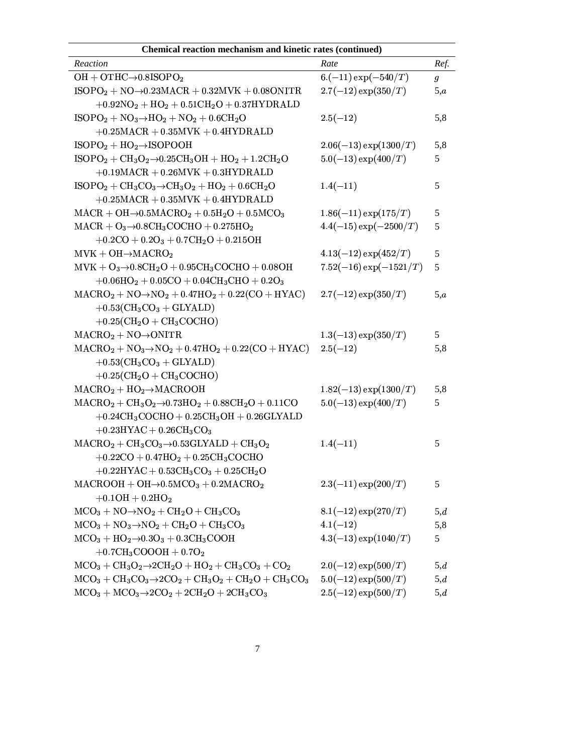**Chemical reaction mechanism and kinetic rates (continued)**

| *Reaction* | *Rate* | *Ref.* |
|---|---|---|
| $OH + OTHC \rightarrow 0.8 ISOPO_2$ | $6.(-11)\exp(-540/T)$ | *g* |
| $ISOPO_2 + NO \rightarrow 0.23 MACR + 0.32 MVK + 0.08 ONITR + 0.92 NO_2 + HO_2 + 0.51 CH_2O + 0.37 HYDRALD$ | $2.7(-12)\exp(350/T)$ | 5,*a* |
| $ISOPO_2 + NO_3 \rightarrow HO_2 + NO_2 + 0.6 CH_2O + 0.25 MACR + 0.35 MVK + 0.4 HYDRALD$ | $2.5(-12)$ | 5,8 |
| $ISOPO_2 + HO_2 \rightarrow ISOPOOH$ | $2.06(-13)\exp(1300/T)$ | 5,8 |
| $ISOPO_2 + CH_3O_2 \rightarrow 0.25 CH_3OH + HO_2 + 1.2 CH_2O + 0.19 MACR + 0.26 MVK + 0.3 HYDRALD$ | $5.0(-13)\exp(400/T)$ | 5 |
| $ISOPO_2 + CH_3CO_3 \rightarrow CH_3O_2 + HO_2 + 0.6 CH_2O + 0.25 MACR + 0.35 MVK + 0.4 HYDRALD$ | $1.4(-11)$ | 5 |
| $MACR + OH \rightarrow 0.5 MACRO_2 + 0.5 H_2O + 0.5 MCO_3$ | $1.86(-11)\exp(175/T)$ | 5 |
| $MACR + O_3 \rightarrow 0.8 CH_3COCHO + 0.275 HO_2 + 0.2 CO + 0.2 O_3 + 0.7 CH_2O + 0.215 OH$ | $4.4(-15)\exp(-2500/T)$ | 5 |
| $MVK + OH \rightarrow MACRO_2$ | $4.13(-12)\exp(452/T)$ | 5 |
| $MVK + O_3 \rightarrow 0.8 CH_2O + 0.95 CH_3COCHO + 0.08 OH + 0.06 HO_2 + 0.05 CO + 0.04 CH_3CHO + 0.2 O_3$ | $7.52(-16)\exp(-1521/T)$ | 5 |
| $MACRO_2 + NO \rightarrow NO_2 + 0.47 HO_2 + 0.22(CO + HYAC) + 0.53(CH_3CO_3 + GLYALD) + 0.25(CH_2O + CH_3COCHO)$ | $2.7(-12)\exp(350/T)$ | 5,*a* |
| $MACRO_2 + NO \rightarrow ONITR$ | $1.3(-13)\exp(350/T)$ | 5 |
| $MACRO_2 + NO_3 \rightarrow NO_2 + 0.47 HO_2 + 0.22(CO + HYAC) + 0.53(CH_3CO_3 + GLYALD) + 0.25(CH_2O + CH_3COCHO)$ | $2.5(-12)$ | 5,8 |
| $MACRO_2 + HO_2 \rightarrow MACROOH$ | $1.82(-13)\exp(1300/T)$ | 5,8 |
| $MACRO_2 + CH_3O_2 \rightarrow 0.73 HO_2 + 0.88 CH_2O + 0.11 CO + 0.24 CH_3COCHO + 0.25 CH_3OH + 0.26 GLYALD + 0.23 HYAC + 0.26 CH_3CO_3$ | $5.0(-13)\exp(400/T)$ | 5 |
| $MACRO_2 + CH_3CO_3 \rightarrow 0.53 GLYALD + CH_3O_2 + 0.22 CO + 0.47 HO_2 + 0.25 CH_3COCHO + 0.22 HYAC + 0.53 CH_3CO_3 + 0.25 CH_2O$ | $1.4(-11)$ | 5 |
| $MACROOH + OH \rightarrow 0.5 MCO_3 + 0.2 MACRO_2 + 0.1 OH + 0.2 HO_2$ | $2.3(-11)\exp(200/T)$ | 5 |
| $MCO_3 + NO \rightarrow NO_2 + CH_2O + CH_3CO_3$ | $8.1(-12)\exp(270/T)$ | 5,*d* |
| $MCO_3 + NO_3 \rightarrow NO_2 + CH_2O + CH_3CO_3$ | $4.1(-12)$ | 5,8 |
| $MCO_3 + HO_2 \rightarrow 0.3 O_3 + 0.3 CH_3COOH + 0.7 CH_3COOOH + 0.7 O_2$ | $4.3(-13)\exp(1040/T)$ | 5 |
| $MCO_3 + CH_3O_2 \rightarrow 2 CH_2O + HO_2 + CH_3CO_3 + CO_2$ | $2.0(-12)\exp(500/T)$ | 5,*d* |
| $MCO_3 + CH_3CO_3 \rightarrow 2 CO_2 + CH_3O_2 + CH_2O + CH_3CO_3$ | $5.0(-12)\exp(500/T)$ | 5,*d* |
| $MCO_3 + MCO_3 \rightarrow 2 CO_2 + 2 CH_2O + 2 CH_3CO_3$ | $2.5(-12)\exp(500/T)$ | 5,*d* |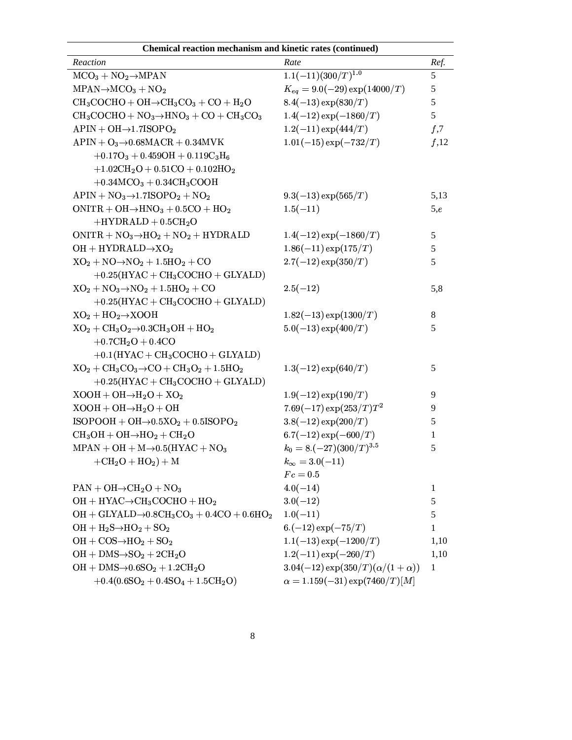**Chemical reaction mechanism and kinetic rates (continued)**

| *Reaction* | *Rate* | *Ref.* |
|---|---|---|
| $MCO_3 + NO_2 \rightarrow MPAN$ | $1.1(-11)(300/T)^{1.0}$ | 5 |
| $MPAN \rightarrow MCO_3 + NO_2$ | $K_{eq} = 9.0(-29)\exp(14000/T)$ | 5 |
| $CH_3COCHO + OH \rightarrow CH_3CO_3 + CO + H_2O$ | $8.4(-13)\exp(830/T)$ | 5 |
| $CH_3COCHO + NO_3 \rightarrow HNO_3 + CO + CH_3CO_3$ | $1.4(-12)\exp(-1860/T)$ | 5 |
| $APIN + OH \rightarrow 1.7ISOPO_2$ | $1.2(-11)\exp(444/T)$ | $f$,7 |
| $APIN + O_3 \rightarrow 0.68MACR + 0.34MVK$ $+0.17O_3 + 0.459OH + 0.119C_3H_6$ $+1.02CH_2O + 0.51CO + 0.102HO_2$ $+0.34MCO_3 + 0.34CH_3COOH$ | $1.01(-15)\exp(-732/T)$ | $f$,12 |
| $APIN + NO_3 \rightarrow 1.7ISOPO_2 + NO_2$ | $9.3(-13)\exp(565/T)$ | 5,13 |
| $ONITR + OH \rightarrow HNO_3 + 0.5CO + HO_2$ $+HYDRALD + 0.5CH_2O$ | $1.5(-11)$ | 5,$e$ |
| $ONITR + NO_3 \rightarrow HO_2 + NO_2 + HYDRALD$ | $1.4(-12)\exp(-1860/T)$ | 5 |
| $OH + HYDRALD \rightarrow XO_2$ | $1.86(-11)\exp(175/T)$ | 5 |
| $XO_2 + NO \rightarrow NO_2 + 1.5HO_2 + CO$ $+0.25(HYAC + CH_3COCHO + GLYALD)$ | $2.7(-12)\exp(350/T)$ | 5 |
| $XO_2 + NO_3 \rightarrow NO_2 + 1.5HO_2 + CO$ $+0.25(HYAC + CH_3COCHO + GLYALD)$ | $2.5(-12)$ | 5,8 |
| $XO_2 + HO_2 \rightarrow XOOH$ | $1.82(-13)\exp(1300/T)$ | 8 |
| $XO_2 + CH_3O_2 \rightarrow 0.3CH_3OH + HO_2$ $+0.7CH_2O + 0.4CO$ $+0.1(HYAC + CH_3COCHO + GLYALD)$ | $5.0(-13)\exp(400/T)$ | 5 |
| $XO_2 + CH_3CO_3 \rightarrow CO + CH_3O_2 + 1.5HO_2$ $+0.25(HYAC + CH_3COCHO + GLYALD)$ | $1.3(-12)\exp(640/T)$ | 5 |
| $XOOH + OH \rightarrow H_2O + XO_2$ | $1.9(-12)\exp(190/T)$ | 9 |
| $XOOH + OH \rightarrow H_2O + OH$ | $7.69(-17)\exp(253/T)T^2$ | 9 |
| $ISOPOOH + OH \rightarrow 0.5XO_2 + 0.5ISOPO_2$ | $3.8(-12)\exp(200/T)$ | 5 |
| $CH_3OH + OH \rightarrow HO_2 + CH_2O$ | $6.7(-12)\exp(-600/T)$ | 1 |
| $MPAN + OH + M \rightarrow 0.5(HYAC + NO_3$ $+CH_2O + HO_2) + M$ | $k_0 = 8.(-27)(300/T)^{3.5}$ $k_\infty = 3.0(-11)$ $Fc = 0.5$ | 5 |
| $PAN + OH \rightarrow CH_2O + NO_3$ | $4.0(-14)$ | 1 |
| $OH + HYAC \rightarrow CH_3COCHO + HO_2$ | $3.0(-12)$ | 5 |
| $OH + GLYALD \rightarrow 0.8CH_3CO_3 + 0.4CO + 0.6HO_2$ | $1.0(-11)$ | 5 |
| $OH + H_2S \rightarrow HO_2 + SO_2$ | $6.(-12)\exp(-75/T)$ | 1 |
| $OH + COS \rightarrow HO_2 + SO_2$ | $1.1(-13)\exp(-1200/T)$ | 1,10 |
| $OH + DMS \rightarrow SO_2 + 2CH_2O$ | $1.2(-11)\exp(-260/T)$ | 1,10 |
| $OH + DMS \rightarrow 0.6SO_2 + 1.2CH_2O$ $+0.4(0.6SO_2 + 0.4SO_4 + 1.5CH_2O)$ | $3.04(-12)\exp(350/T)(\alpha/(1+\alpha))$ $\alpha = 1.159(-31)\exp(7460/T)[M]$ | 1 |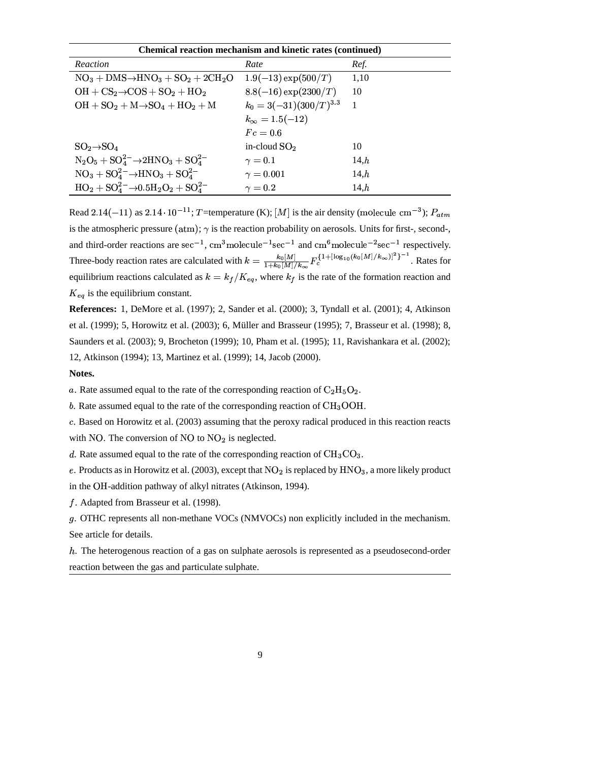**Chemical reaction mechanism and kinetic rates (continued)**

| *Reaction* | *Rate* | *Ref.* |
|---|---|---|
| $NO_3 + DMS \rightarrow HNO_3 + SO_2 + 2CH_2O$ | $1.9(-13)\exp(500/T)$ | 1,10 |
| $OH + CS_2 \rightarrow COS + SO_2 + HO_2$ | $8.8(-16)\exp(2300/T)$ | 10 |
| $OH + SO_2 + M \rightarrow SO_4 + HO_2 + M$ | $k_0 = 3(-31)(300/T)^{3.3}$ | 1 |
| | $k_\infty = 1.5(-12)$ | |
| | $Fc = 0.6$ | |
| $SO_2 \rightarrow SO_4$ | in-cloud $SO_2$ | 10 |
| $N_2O_5 + SO_4^{2-} \rightarrow 2HNO_3 + SO_4^{2-}$ | $\gamma = 0.1$ | 14,$h$ |
| $NO_3 + SO_4^{2-} \rightarrow HNO_3 + SO_4^{2-}$ | $\gamma = 0.001$ | 14,$h$ |
| $HO_2 + SO_4^{2-} \rightarrow 0.5H_2O_2 + SO_4^{2-}$ | $\gamma = 0.2$ | 14,$h$ |

Read $2.14(-11)$ as $2.14 \cdot 10^{-11}$; $T$=temperature (K); $[M]$ is the air density (molecule $cm^{-3}$); $P_{atm}$ is the atmospheric pressure (atm); $\gamma$ is the reaction probability on aerosols. Units for first-, second-, and third-order reactions are $sec^{-1}$, $cm^3 molecule^{-1} sec^{-1}$ and $cm^6 molecule^{-2} sec^{-1}$ respectively. Three-body reaction rates are calculated with $k = \frac{k_0[M]}{1+k_0[M]/k_\infty} F_c^{\{1+[\log_{10}(k_0[M]/k_\infty)]^2\}^{-1}}$. Rates for equilibrium reactions calculated as $k = k_f/K_{eq}$, where $k_f$ is the rate of the formation reaction and $K_{eq}$ is the equilibrium constant.

**References:** 1, DeMore et al. (1997); 2, Sander et al. (2000); 3, Tyndall et al. (2001); 4, Atkinson et al. (1999); 5, Horowitz et al. (2003); 6, Müller and Brasseur (1995); 7, Brasseur et al. (1998); 8, Saunders et al. (2003); 9, Brocheton (1999); 10, Pham et al. (1995); 11, Ravishankara et al. (2002); 12, Atkinson (1994); 13, Martinez et al. (1999); 14, Jacob (2000).

**Notes.**

$a$. Rate assumed equal to the rate of the corresponding reaction of $C_2H_5O_2$.

$b$. Rate assumed equal to the rate of the corresponding reaction of $CH_3OOH$.

$c$. Based on Horowitz et al. (2003) assuming that the peroxy radical produced in this reaction reacts with NO. The conversion of NO to $NO_2$ is neglected.

$d$. Rate assumed equal to the rate of the corresponding reaction of $CH_3CO_3$.

$e$. Products as in Horowitz et al. (2003), except that $NO_2$ is replaced by $HNO_3$, a more likely product in the OH-addition pathway of alkyl nitrates (Atkinson, 1994).

$f$. Adapted from Brasseur et al. (1998).

$g$. OTHC represents all non-methane VOCs (NMVOCs) non explicitly included in the mechanism. See article for details.

$h$. The heterogenous reaction of a gas on sulphate aerosols is represented as a pseudosecond-order reaction between the gas and particulate sulphate.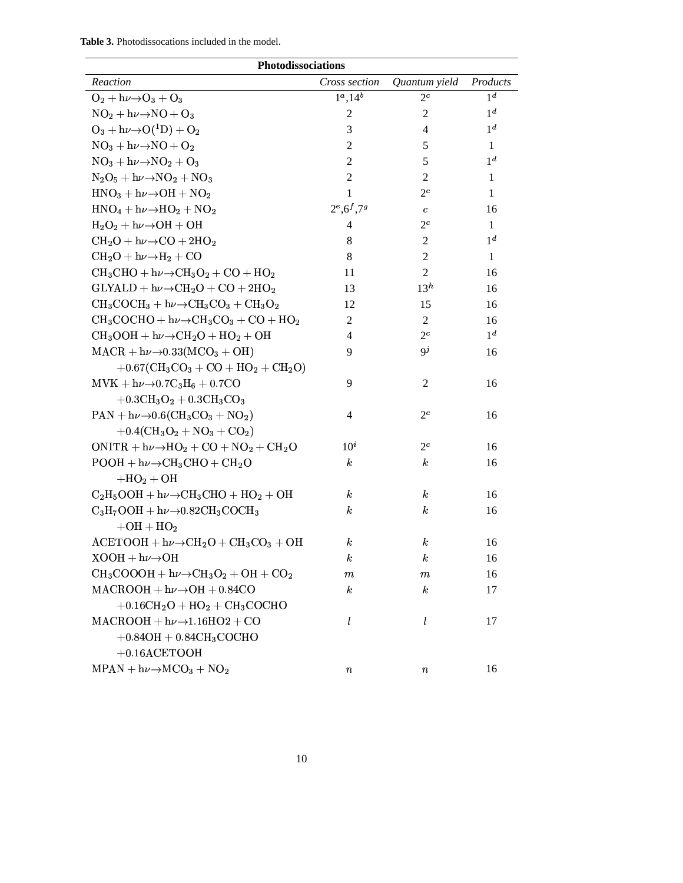**Table 3.** Photodissocations included in the model.

| Photodissociations | | | |
|---|---|---|---|
| *Reaction* | *Cross section* | *Quantum yield* | *Products* |
| $O_2 + h\nu \rightarrow O_3 + O_3$ | 1[a],14[b] | 2[c] | 1[d] |
| $NO_2 + h\nu \rightarrow NO + O_3$ | 2 | 2 | 1[d] |
| $O_3 + h\nu \rightarrow O(^1D) + O_2$ | 3 | 4 | 1[d] |
| $NO_3 + h\nu \rightarrow NO + O_2$ | 2 | 5 | 1 |
| $NO_3 + h\nu \rightarrow NO_2 + O_3$ | 2 | 5 | 1[d] |
| $N_2O_5 + h\nu \rightarrow NO_2 + NO_3$ | 2 | 2 | 1 |
| $HNO_3 + h\nu \rightarrow OH + NO_2$ | 1 | 2[c] | 1 |
| $HNO_4 + h\nu \rightarrow HO_2 + NO_2$ | 2[e],6[f],7[g] | c | 16 |
| $H_2O_2 + h\nu \rightarrow OH + OH$ | 4 | 2[c] | 1 |
| $CH_2O + h\nu \rightarrow CO + 2HO_2$ | 8 | 2 | 1[d] |
| $CH_2O + h\nu \rightarrow H_2 + CO$ | 8 | 2 | 1 |
| $CH_3CHO + h\nu \rightarrow CH_3O_2 + CO + HO_2$ | 11 | 2 | 16 |
| $GLYALD + h\nu \rightarrow CH_2O + CO + 2HO_2$ | 13 | 13[h] | 16 |
| $CH_3COCH_3 + h\nu \rightarrow CH_3CO_3 + CH_3O_2$ | 12 | 15 | 16 |
| $CH_3COCHO + h\nu \rightarrow CH_3CO_3 + CO + HO_2$ | 2 | 2 | 16 |
| $CH_3OOH + h\nu \rightarrow CH_2O + HO_2 + OH$ | 4 | 2[c] | 1[d] |
| $MACR + h\nu \rightarrow 0.33(MCO_3 + OH)$ $+0.67(CH_3CO_3 + CO + HO_2 + CH_2O)$ | 9 | 9[j] | 16 |
| $MVK + h\nu \rightarrow 0.7C_3H_6 + 0.7CO$ $+0.3CH_3O_2 + 0.3CH_3CO_3$ | 9 | 2 | 16 |
| $PAN + h\nu \rightarrow 0.6(CH_3CO_3 + NO_2)$ $+0.4(CH_3O_2 + NO_3 + CO_2)$ | 4 | 2[c] | 16 |
| $ONITR + h\nu \rightarrow HO_2 + CO + NO_2 + CH_2O$ | 10[i] | 2[c] | 16 |
| $POOH + h\nu \rightarrow CH_3CHO + CH_2O$ $+HO_2 + OH$ | k | k | 16 |
| $C_2H_5OOH + h\nu \rightarrow CH_3CHO + HO_2 + OH$ | k | k | 16 |
| $C_3H_7OOH + h\nu \rightarrow 0.82CH_3COCH_3$ $+OH + HO_2$ | k | k | 16 |
| $ACETOOH + h\nu \rightarrow CH_2O + CH_3CO_3 + OH$ | k | k | 16 |
| $XOOH + h\nu \rightarrow OH$ | k | k | 16 |
| $CH_3COOOH + h\nu \rightarrow CH_3O_2 + OH + CO_2$ | m | m | 16 |
| $MACROOH + h\nu \rightarrow OH + 0.84CO$ $+0.16CH_2O + HO_2 + CH_3COCHO$ | k | k | 17 |
| $MACROOH + h\nu \rightarrow 1.16HO2 + CO$ $+0.84OH + 0.84CH_3COCHO$ $+0.16ACETOOH$ | l | l | 17 |
| $MPAN + h\nu \rightarrow MCO_3 + NO_2$ | n | n | 16 |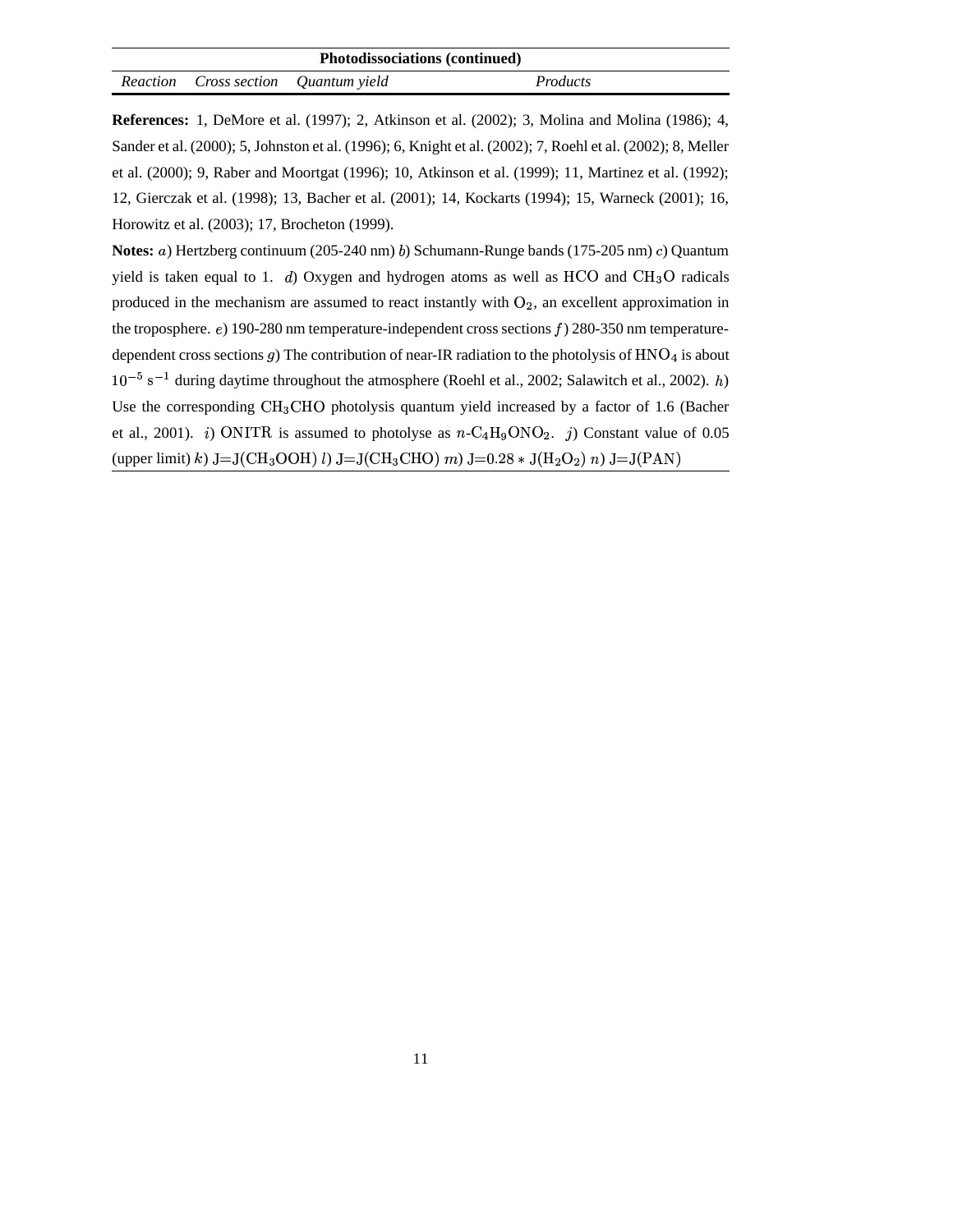| Photodissociations (continued) | | | |
|---|---|---|---|
| *Reaction* | *Cross section* | *Quantum yield* | *Products* |

**References:** 1, DeMore et al. (1997); 2, Atkinson et al. (2002); 3, Molina and Molina (1986); 4, Sander et al. (2000); 5, Johnston et al. (1996); 6, Knight et al. (2002); 7, Roehl et al. (2002); 8, Meller et al. (2000); 9, Raber and Moortgat (1996); 10, Atkinson et al. (1999); 11, Martinez et al. (1992); 12, Gierczak et al. (1998); 13, Bacher et al. (2001); 14, Kockarts (1994); 15, Warneck (2001); 16, Horowitz et al. (2003); 17, Brocheton (1999).

**Notes:** $a$) Hertzberg continuum (205-240 nm) $b$) Schumann-Runge bands (175-205 nm) $c$) Quantum yield is taken equal to 1. $d$) Oxygen and hydrogen atoms as well as $HCO$ and $CH_3O$ radicals produced in the mechanism are assumed to react instantly with $O_2$, an excellent approximation in the troposphere. $e$) 190-280 nm temperature-independent cross sections $f$) 280-350 nm temperature-dependent cross sections $g$) The contribution of near-IR radiation to the photolysis of $HNO_4$ is about $10^{-5}$ $s^{-1}$ during daytime throughout the atmosphere (Roehl et al., 2002; Salawitch et al., 2002). $h$) Use the corresponding $CH_3CHO$ photolysis quantum yield increased by a factor of 1.6 (Bacher et al., 2001). $i$) ONITR is assumed to photolyse as $n$-$C_4H_9ONO_2$. $j$) Constant value of 0.05 (upper limit) $k$) J=J($CH_3OOH$) $l$) J=J($CH_3CHO$) $m$) J=0.28 $*$ J($H_2O_2$) $n$) J=J(PAN)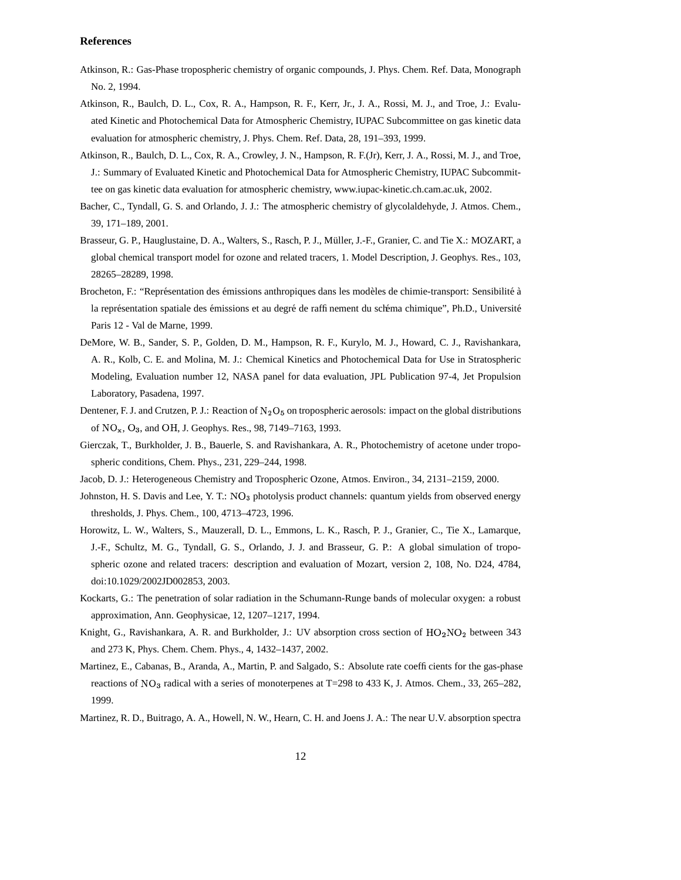## References

Atkinson, R.: Gas-Phase tropospheric chemistry of organic compounds, J. Phys. Chem. Ref. Data, Monograph No. 2, 1994.

Atkinson, R., Baulch, D. L., Cox, R. A., Hampson, R. F., Kerr, Jr., J. A., Rossi, M. J., and Troe, J.: Evaluated Kinetic and Photochemical Data for Atmospheric Chemistry, IUPAC Subcommittee on gas kinetic data evaluation for atmospheric chemistry, J. Phys. Chem. Ref. Data, 28, 191–393, 1999.

Atkinson, R., Baulch, D. L., Cox, R. A., Crowley, J. N., Hampson, R. F.(Jr), Kerr, J. A., Rossi, M. J., and Troe, J.: Summary of Evaluated Kinetic and Photochemical Data for Atmospheric Chemistry, IUPAC Subcommittee on gas kinetic data evaluation for atmospheric chemistry, www.iupac-kinetic.ch.cam.ac.uk, 2002.

Bacher, C., Tyndall, G. S. and Orlando, J. J.: The atmospheric chemistry of glycolaldehyde, J. Atmos. Chem., 39, 171–189, 2001.

Brasseur, G. P., Hauglustaine, D. A., Walters, S., Rasch, P. J., Müller, J.-F., Granier, C. and Tie X.: MOZART, a global chemical transport model for ozone and related tracers, 1. Model Description, J. Geophys. Res., 103, 28265–28289, 1998.

Brocheton, F.: "Représentation des émissions anthropiques dans les modèles de chimie-transport: Sensibilité à la représentation spatiale des émissions et au degré de raffinement du schéma chimique", Ph.D., Université Paris 12 - Val de Marne, 1999.

DeMore, W. B., Sander, S. P., Golden, D. M., Hampson, R. F., Kurylo, M. J., Howard, C. J., Ravishankara, A. R., Kolb, C. E. and Molina, M. J.: Chemical Kinetics and Photochemical Data for Use in Stratospheric Modeling, Evaluation number 12, NASA panel for data evaluation, JPL Publication 97-4, Jet Propulsion Laboratory, Pasadena, 1997.

Dentener, F. J. and Crutzen, P. J.: Reaction of $N_2O_5$ on tropospheric aerosols: impact on the global distributions of $NO_x$, $O_3$, and $OH$, J. Geophys. Res., 98, 7149–7163, 1993.

Gierczak, T., Burkholder, J. B., Bauerle, S. and Ravishankara, A. R., Photochemistry of acetone under tropospheric conditions, Chem. Phys., 231, 229–244, 1998.

Jacob, D. J.: Heterogeneous Chemistry and Tropospheric Ozone, Atmos. Environ., 34, 2131–2159, 2000.

Johnston, H. S. Davis and Lee, Y. T.: $NO_3$ photolysis product channels: quantum yields from observed energy thresholds, J. Phys. Chem., 100, 4713–4723, 1996.

Horowitz, L. W., Walters, S., Mauzerall, D. L., Emmons, L. K., Rasch, P. J., Granier, C., Tie X., Lamarque, J.-F., Schultz, M. G., Tyndall, G. S., Orlando, J. J. and Brasseur, G. P.: A global simulation of tropospheric ozone and related tracers: description and evaluation of Mozart, version 2, 108, No. D24, 4784, doi:10.1029/2002JD002853, 2003.

Kockarts, G.: The penetration of solar radiation in the Schumann-Runge bands of molecular oxygen: a robust approximation, Ann. Geophysicae, 12, 1207–1217, 1994.

Knight, G., Ravishankara, A. R. and Burkholder, J.: UV absorption cross section of $HO_2NO_2$ between 343 and 273 K, Phys. Chem. Chem. Phys., 4, 1432–1437, 2002.

Martinez, E., Cabanas, B., Aranda, A., Martin, P. and Salgado, S.: Absolute rate coefficients for the gas-phase reactions of $NO_3$ radical with a series of monoterpenes at T=298 to 433 K, J. Atmos. Chem., 33, 265–282, 1999.

Martinez, R. D., Buitrago, A. A., Howell, N. W., Hearn, C. H. and Joens J. A.: The near U.V. absorption spectra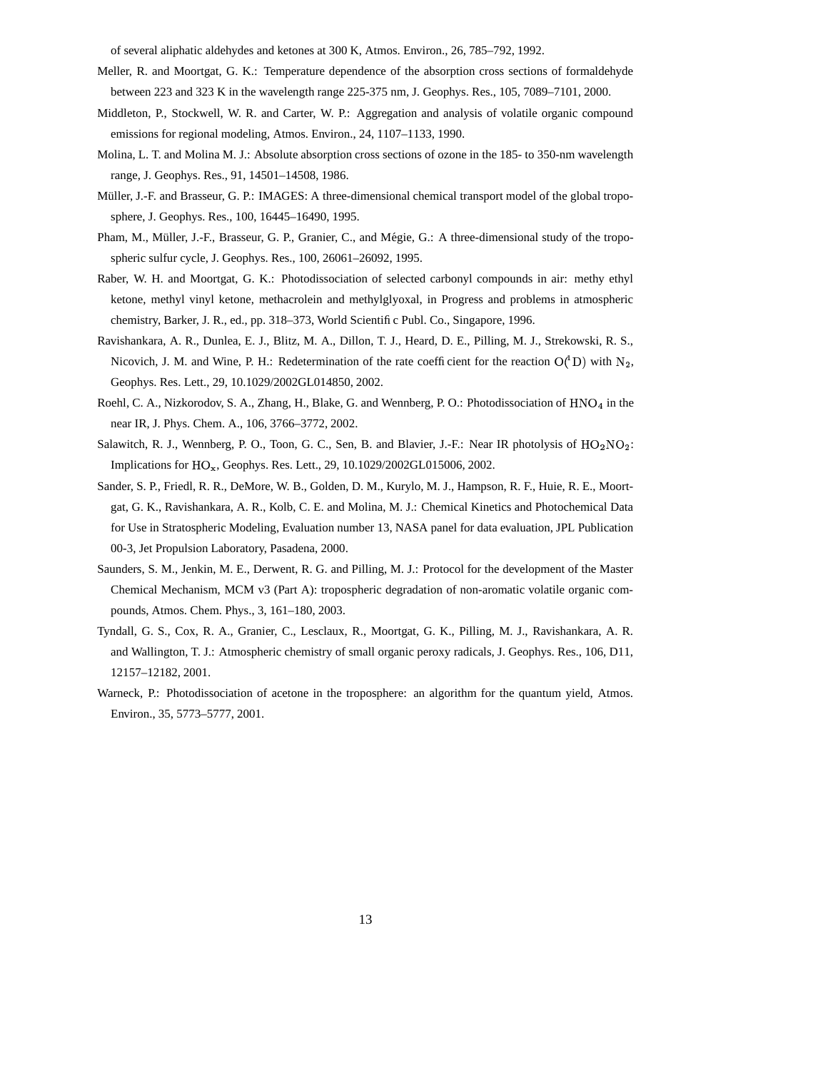of several aliphatic aldehydes and ketones at 300 K, Atmos. Environ., 26, 785–792, 1992.

Meller, R. and Moortgat, G. K.: Temperature dependence of the absorption cross sections of formaldehyde between 223 and 323 K in the wavelength range 225-375 nm, J. Geophys. Res., 105, 7089–7101, 2000.

Middleton, P., Stockwell, W. R. and Carter, W. P.: Aggregation and analysis of volatile organic compound emissions for regional modeling, Atmos. Environ., 24, 1107–1133, 1990.

Molina, L. T. and Molina M. J.: Absolute absorption cross sections of ozone in the 185- to 350-nm wavelength range, J. Geophys. Res., 91, 14501–14508, 1986.

Müller, J.-F. and Brasseur, G. P.: IMAGES: A three-dimensional chemical transport model of the global troposphere, J. Geophys. Res., 100, 16445–16490, 1995.

Pham, M., Müller, J.-F., Brasseur, G. P., Granier, C., and Mégie, G.: A three-dimensional study of the tropospheric sulfur cycle, J. Geophys. Res., 100, 26061–26092, 1995.

Raber, W. H. and Moortgat, G. K.: Photodissociation of selected carbonyl compounds in air: methy ethyl ketone, methyl vinyl ketone, methacrolein and methylglyoxal, in Progress and problems in atmospheric chemistry, Barker, J. R., ed., pp. 318–373, World Scientific Publ. Co., Singapore, 1996.

Ravishankara, A. R., Dunlea, E. J., Blitz, M. A., Dillon, T. J., Heard, D. E., Pilling, M. J., Strekowski, R. S., Nicovich, J. M. and Wine, P. H.: Redetermination of the rate coefficient for the reaction $O(^1D)$ with $N_2$, Geophys. Res. Lett., 29, 10.1029/2002GL014850, 2002.

Roehl, C. A., Nizkorodov, S. A., Zhang, H., Blake, G. and Wennberg, P. O.: Photodissociation of $HNO_4$ in the near IR, J. Phys. Chem. A., 106, 3766–3772, 2002.

Salawitch, R. J., Wennberg, P. O., Toon, G. C., Sen, B. and Blavier, J.-F.: Near IR photolysis of $HO_2NO_2$: Implications for $HO_x$, Geophys. Res. Lett., 29, 10.1029/2002GL015006, 2002.

Sander, S. P., Friedl, R. R., DeMore, W. B., Golden, D. M., Kurylo, M. J., Hampson, R. F., Huie, R. E., Moortgat, G. K., Ravishankara, A. R., Kolb, C. E. and Molina, M. J.: Chemical Kinetics and Photochemical Data for Use in Stratospheric Modeling, Evaluation number 13, NASA panel for data evaluation, JPL Publication 00-3, Jet Propulsion Laboratory, Pasadena, 2000.

Saunders, S. M., Jenkin, M. E., Derwent, R. G. and Pilling, M. J.: Protocol for the development of the Master Chemical Mechanism, MCM v3 (Part A): tropospheric degradation of non-aromatic volatile organic compounds, Atmos. Chem. Phys., 3, 161–180, 2003.

Tyndall, G. S., Cox, R. A., Granier, C., Lesclaux, R., Moortgat, G. K., Pilling, M. J., Ravishankara, A. R. and Wallington, T. J.: Atmospheric chemistry of small organic peroxy radicals, J. Geophys. Res., 106, D11, 12157–12182, 2001.

Warneck, P.: Photodissociation of acetone in the troposphere: an algorithm for the quantum yield, Atmos. Environ., 35, 5773–5777, 2001.